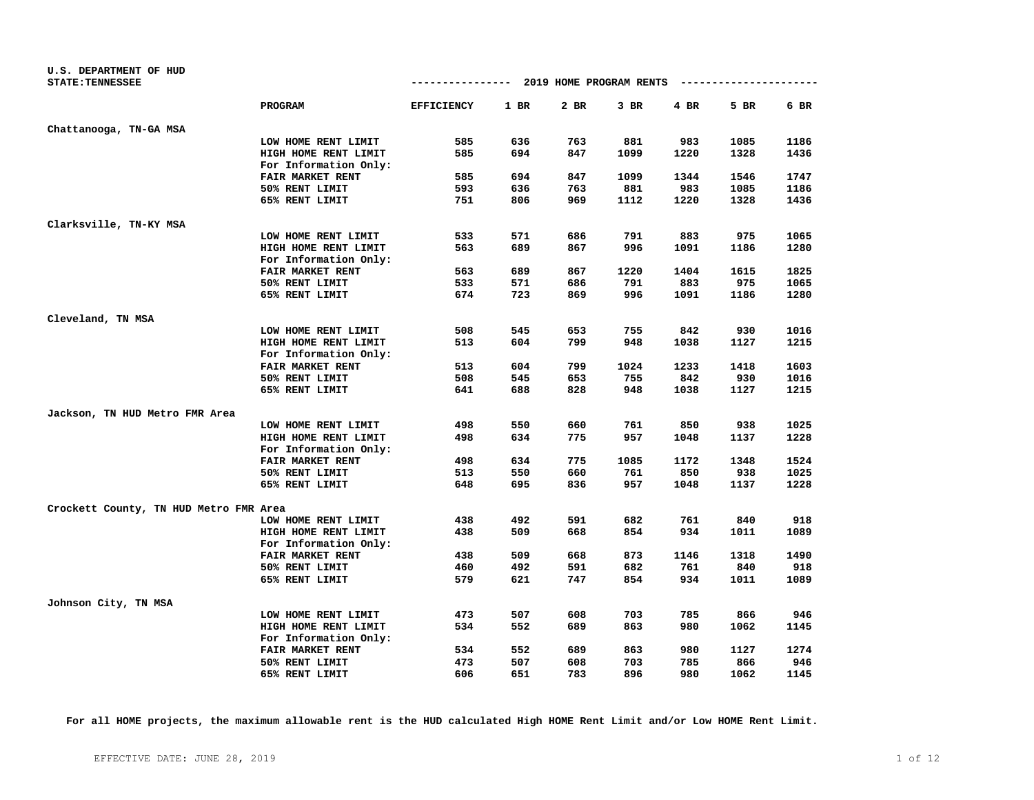U.S. DEPARTMENT OF HUD
STATE:TENNESSEE

## 2019 HOME PROGRAM RENTS

| | PROGRAM | EFFICIENCY | 1 BR | 2 BR | 3 BR | 4 BR | 5 BR | 6 BR |
|---|---|---|---|---|---|---|---|---|
| **Chattanooga, TN-GA MSA** | | | | | | | | |
| | LOW HOME RENT LIMIT | 585 | 636 | 763 | 881 | 983 | 1085 | 1186 |
| | HIGH HOME RENT LIMIT | 585 | 694 | 847 | 1099 | 1220 | 1328 | 1436 |
| | For Information Only: | | | | | | | |
| | FAIR MARKET RENT | 585 | 694 | 847 | 1099 | 1344 | 1546 | 1747 |
| | 50% RENT LIMIT | 593 | 636 | 763 | 881 | 983 | 1085 | 1186 |
| | 65% RENT LIMIT | 751 | 806 | 969 | 1112 | 1220 | 1328 | 1436 |
| **Clarksville, TN-KY MSA** | | | | | | | | |
| | LOW HOME RENT LIMIT | 533 | 571 | 686 | 791 | 883 | 975 | 1065 |
| | HIGH HOME RENT LIMIT | 563 | 689 | 867 | 996 | 1091 | 1186 | 1280 |
| | For Information Only: | | | | | | | |
| | FAIR MARKET RENT | 563 | 689 | 867 | 1220 | 1404 | 1615 | 1825 |
| | 50% RENT LIMIT | 533 | 571 | 686 | 791 | 883 | 975 | 1065 |
| | 65% RENT LIMIT | 674 | 723 | 869 | 996 | 1091 | 1186 | 1280 |
| **Cleveland, TN MSA** | | | | | | | | |
| | LOW HOME RENT LIMIT | 508 | 545 | 653 | 755 | 842 | 930 | 1016 |
| | HIGH HOME RENT LIMIT | 513 | 604 | 799 | 948 | 1038 | 1127 | 1215 |
| | For Information Only: | | | | | | | |
| | FAIR MARKET RENT | 513 | 604 | 799 | 1024 | 1233 | 1418 | 1603 |
| | 50% RENT LIMIT | 508 | 545 | 653 | 755 | 842 | 930 | 1016 |
| | 65% RENT LIMIT | 641 | 688 | 828 | 948 | 1038 | 1127 | 1215 |
| **Jackson, TN HUD Metro FMR Area** | | | | | | | | |
| | LOW HOME RENT LIMIT | 498 | 550 | 660 | 761 | 850 | 938 | 1025 |
| | HIGH HOME RENT LIMIT | 498 | 634 | 775 | 957 | 1048 | 1137 | 1228 |
| | For Information Only: | | | | | | | |
| | FAIR MARKET RENT | 498 | 634 | 775 | 1085 | 1172 | 1348 | 1524 |
| | 50% RENT LIMIT | 513 | 550 | 660 | 761 | 850 | 938 | 1025 |
| | 65% RENT LIMIT | 648 | 695 | 836 | 957 | 1048 | 1137 | 1228 |
| **Crockett County, TN HUD Metro FMR Area** | | | | | | | | |
| | LOW HOME RENT LIMIT | 438 | 492 | 591 | 682 | 761 | 840 | 918 |
| | HIGH HOME RENT LIMIT | 438 | 509 | 668 | 854 | 934 | 1011 | 1089 |
| | For Information Only: | | | | | | | |
| | FAIR MARKET RENT | 438 | 509 | 668 | 873 | 1146 | 1318 | 1490 |
| | 50% RENT LIMIT | 460 | 492 | 591 | 682 | 761 | 840 | 918 |
| | 65% RENT LIMIT | 579 | 621 | 747 | 854 | 934 | 1011 | 1089 |
| **Johnson City, TN MSA** | | | | | | | | |
| | LOW HOME RENT LIMIT | 473 | 507 | 608 | 703 | 785 | 866 | 946 |
| | HIGH HOME RENT LIMIT | 534 | 552 | 689 | 863 | 980 | 1062 | 1145 |
| | For Information Only: | | | | | | | |
| | FAIR MARKET RENT | 534 | 552 | 689 | 863 | 980 | 1127 | 1274 |
| | 50% RENT LIMIT | 473 | 507 | 608 | 703 | 785 | 866 | 946 |
| | 65% RENT LIMIT | 606 | 651 | 783 | 896 | 980 | 1062 | 1145 |

**For all HOME projects, the maximum allowable rent is the HUD calculated High HOME Rent Limit and/or Low HOME Rent Limit.**

EFFECTIVE DATE: JUNE 28, 2019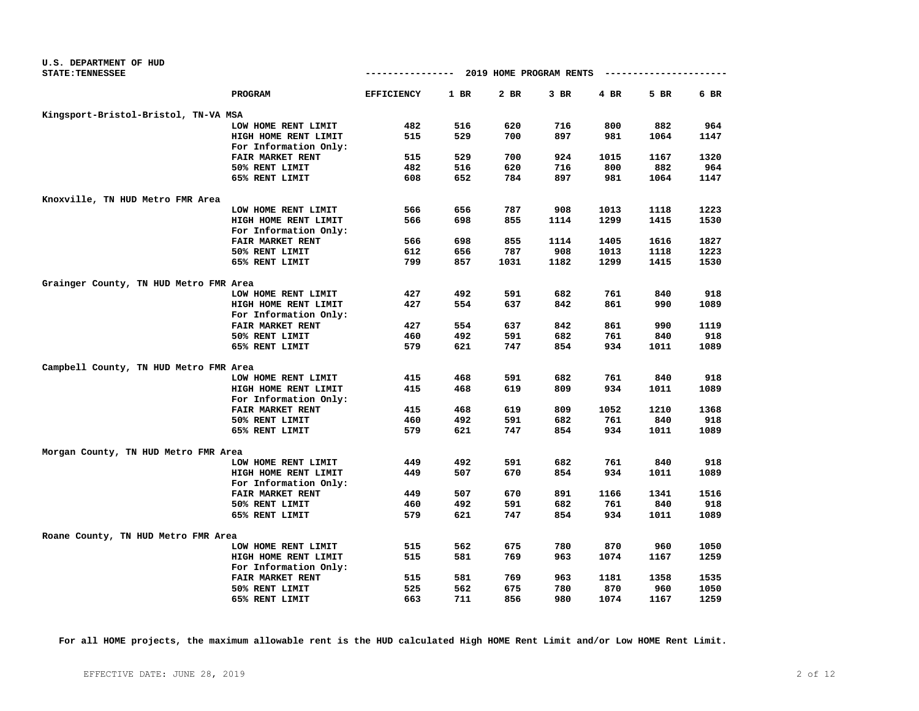U.S. DEPARTMENT OF HUD
STATE:TENNESSEE

2019 HOME PROGRAM RENTS

| | PROGRAM | EFFICIENCY | 1 BR | 2 BR | 3 BR | 4 BR | 5 BR | 6 BR |
|---|---|---|---|---|---|---|---|---|
| Kingsport-Bristol-Bristol, TN-VA MSA | | | | | | | | |
| | LOW HOME RENT LIMIT | 482 | 516 | 620 | 716 | 800 | 882 | 964 |
| | HIGH HOME RENT LIMIT | 515 | 529 | 700 | 897 | 981 | 1064 | 1147 |
| | For Information Only: | | | | | | | |
| | FAIR MARKET RENT | 515 | 529 | 700 | 924 | 1015 | 1167 | 1320 |
| | 50% RENT LIMIT | 482 | 516 | 620 | 716 | 800 | 882 | 964 |
| | 65% RENT LIMIT | 608 | 652 | 784 | 897 | 981 | 1064 | 1147 |
| Knoxville, TN HUD Metro FMR Area | | | | | | | | |
| | LOW HOME RENT LIMIT | 566 | 656 | 787 | 908 | 1013 | 1118 | 1223 |
| | HIGH HOME RENT LIMIT | 566 | 698 | 855 | 1114 | 1299 | 1415 | 1530 |
| | For Information Only: | | | | | | | |
| | FAIR MARKET RENT | 566 | 698 | 855 | 1114 | 1405 | 1616 | 1827 |
| | 50% RENT LIMIT | 612 | 656 | 787 | 908 | 1013 | 1118 | 1223 |
| | 65% RENT LIMIT | 799 | 857 | 1031 | 1182 | 1299 | 1415 | 1530 |
| Grainger County, TN HUD Metro FMR Area | | | | | | | | |
| | LOW HOME RENT LIMIT | 427 | 492 | 591 | 682 | 761 | 840 | 918 |
| | HIGH HOME RENT LIMIT | 427 | 554 | 637 | 842 | 861 | 990 | 1089 |
| | For Information Only: | | | | | | | |
| | FAIR MARKET RENT | 427 | 554 | 637 | 842 | 861 | 990 | 1119 |
| | 50% RENT LIMIT | 460 | 492 | 591 | 682 | 761 | 840 | 918 |
| | 65% RENT LIMIT | 579 | 621 | 747 | 854 | 934 | 1011 | 1089 |
| Campbell County, TN HUD Metro FMR Area | | | | | | | | |
| | LOW HOME RENT LIMIT | 415 | 468 | 591 | 682 | 761 | 840 | 918 |
| | HIGH HOME RENT LIMIT | 415 | 468 | 619 | 809 | 934 | 1011 | 1089 |
| | For Information Only: | | | | | | | |
| | FAIR MARKET RENT | 415 | 468 | 619 | 809 | 1052 | 1210 | 1368 |
| | 50% RENT LIMIT | 460 | 492 | 591 | 682 | 761 | 840 | 918 |
| | 65% RENT LIMIT | 579 | 621 | 747 | 854 | 934 | 1011 | 1089 |
| Morgan County, TN HUD Metro FMR Area | | | | | | | | |
| | LOW HOME RENT LIMIT | 449 | 492 | 591 | 682 | 761 | 840 | 918 |
| | HIGH HOME RENT LIMIT | 449 | 507 | 670 | 854 | 934 | 1011 | 1089 |
| | For Information Only: | | | | | | | |
| | FAIR MARKET RENT | 449 | 507 | 670 | 891 | 1166 | 1341 | 1516 |
| | 50% RENT LIMIT | 460 | 492 | 591 | 682 | 761 | 840 | 918 |
| | 65% RENT LIMIT | 579 | 621 | 747 | 854 | 934 | 1011 | 1089 |
| Roane County, TN HUD Metro FMR Area | | | | | | | | |
| | LOW HOME RENT LIMIT | 515 | 562 | 675 | 780 | 870 | 960 | 1050 |
| | HIGH HOME RENT LIMIT | 515 | 581 | 769 | 963 | 1074 | 1167 | 1259 |
| | For Information Only: | | | | | | | |
| | FAIR MARKET RENT | 515 | 581 | 769 | 963 | 1181 | 1358 | 1535 |
| | 50% RENT LIMIT | 525 | 562 | 675 | 780 | 870 | 960 | 1050 |
| | 65% RENT LIMIT | 663 | 711 | 856 | 980 | 1074 | 1167 | 1259 |

**For all HOME projects, the maximum allowable rent is the HUD calculated High HOME Rent Limit and/or Low HOME Rent Limit.**

EFFECTIVE DATE: JUNE 28, 2019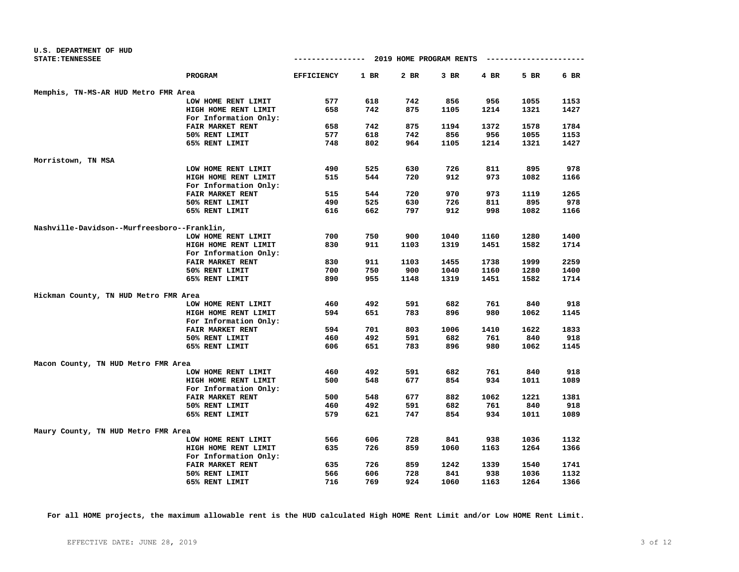U.S. DEPARTMENT OF HUD
STATE:TENNESSEE

2019 HOME PROGRAM RENTS

| | PROGRAM | EFFICIENCY | 1 BR | 2 BR | 3 BR | 4 BR | 5 BR | 6 BR |
|---|---|---|---|---|---|---|---|---|
| Memphis, TN-MS-AR HUD Metro FMR Area | | | | | | | | |
| | LOW HOME RENT LIMIT | 577 | 618 | 742 | 856 | 956 | 1055 | 1153 |
| | HIGH HOME RENT LIMIT | 658 | 742 | 875 | 1105 | 1214 | 1321 | 1427 |
| | For Information Only: | | | | | | | |
| | FAIR MARKET RENT | 658 | 742 | 875 | 1194 | 1372 | 1578 | 1784 |
| | 50% RENT LIMIT | 577 | 618 | 742 | 856 | 956 | 1055 | 1153 |
| | 65% RENT LIMIT | 748 | 802 | 964 | 1105 | 1214 | 1321 | 1427 |
| Morristown, TN MSA | | | | | | | | |
| | LOW HOME RENT LIMIT | 490 | 525 | 630 | 726 | 811 | 895 | 978 |
| | HIGH HOME RENT LIMIT | 515 | 544 | 720 | 912 | 973 | 1082 | 1166 |
| | For Information Only: | | | | | | | |
| | FAIR MARKET RENT | 515 | 544 | 720 | 970 | 973 | 1119 | 1265 |
| | 50% RENT LIMIT | 490 | 525 | 630 | 726 | 811 | 895 | 978 |
| | 65% RENT LIMIT | 616 | 662 | 797 | 912 | 998 | 1082 | 1166 |
| Nashville-Davidson--Murfreesboro--Franklin, | | | | | | | | |
| | LOW HOME RENT LIMIT | 700 | 750 | 900 | 1040 | 1160 | 1280 | 1400 |
| | HIGH HOME RENT LIMIT | 830 | 911 | 1103 | 1319 | 1451 | 1582 | 1714 |
| | For Information Only: | | | | | | | |
| | FAIR MARKET RENT | 830 | 911 | 1103 | 1455 | 1738 | 1999 | 2259 |
| | 50% RENT LIMIT | 700 | 750 | 900 | 1040 | 1160 | 1280 | 1400 |
| | 65% RENT LIMIT | 890 | 955 | 1148 | 1319 | 1451 | 1582 | 1714 |
| Hickman County, TN HUD Metro FMR Area | | | | | | | | |
| | LOW HOME RENT LIMIT | 460 | 492 | 591 | 682 | 761 | 840 | 918 |
| | HIGH HOME RENT LIMIT | 594 | 651 | 783 | 896 | 980 | 1062 | 1145 |
| | For Information Only: | | | | | | | |
| | FAIR MARKET RENT | 594 | 701 | 803 | 1006 | 1410 | 1622 | 1833 |
| | 50% RENT LIMIT | 460 | 492 | 591 | 682 | 761 | 840 | 918 |
| | 65% RENT LIMIT | 606 | 651 | 783 | 896 | 980 | 1062 | 1145 |
| Macon County, TN HUD Metro FMR Area | | | | | | | | |
| | LOW HOME RENT LIMIT | 460 | 492 | 591 | 682 | 761 | 840 | 918 |
| | HIGH HOME RENT LIMIT | 500 | 548 | 677 | 854 | 934 | 1011 | 1089 |
| | For Information Only: | | | | | | | |
| | FAIR MARKET RENT | 500 | 548 | 677 | 882 | 1062 | 1221 | 1381 |
| | 50% RENT LIMIT | 460 | 492 | 591 | 682 | 761 | 840 | 918 |
| | 65% RENT LIMIT | 579 | 621 | 747 | 854 | 934 | 1011 | 1089 |
| Maury County, TN HUD Metro FMR Area | | | | | | | | |
| | LOW HOME RENT LIMIT | 566 | 606 | 728 | 841 | 938 | 1036 | 1132 |
| | HIGH HOME RENT LIMIT | 635 | 726 | 859 | 1060 | 1163 | 1264 | 1366 |
| | For Information Only: | | | | | | | |
| | FAIR MARKET RENT | 635 | 726 | 859 | 1242 | 1339 | 1540 | 1741 |
| | 50% RENT LIMIT | 566 | 606 | 728 | 841 | 938 | 1036 | 1132 |
| | 65% RENT LIMIT | 716 | 769 | 924 | 1060 | 1163 | 1264 | 1366 |

**For all HOME projects, the maximum allowable rent is the HUD calculated High HOME Rent Limit and/or Low HOME Rent Limit.**

EFFECTIVE DATE: JUNE 28, 2019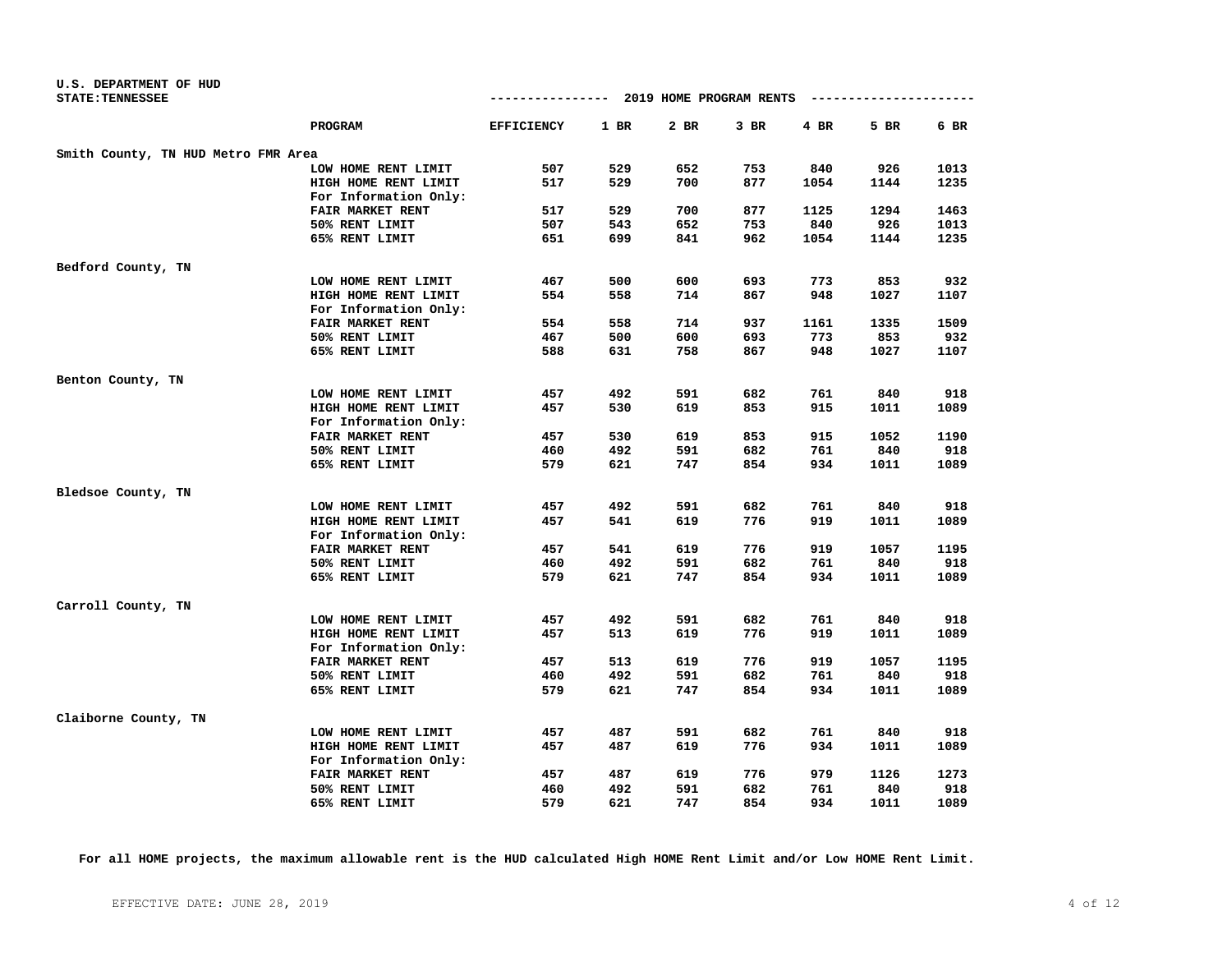U.S. DEPARTMENT OF HUD
STATE:TENNESSEE

## 2019 HOME PROGRAM RENTS

| | PROGRAM | EFFICIENCY | 1 BR | 2 BR | 3 BR | 4 BR | 5 BR | 6 BR |
|---|---|---|---|---|---|---|---|---|
| Smith County, TN HUD Metro FMR Area | | | | | | | | |
| | LOW HOME RENT LIMIT | 507 | 529 | 652 | 753 | 840 | 926 | 1013 |
| | HIGH HOME RENT LIMIT | 517 | 529 | 700 | 877 | 1054 | 1144 | 1235 |
| | For Information Only: | | | | | | | |
| | FAIR MARKET RENT | 517 | 529 | 700 | 877 | 1125 | 1294 | 1463 |
| | 50% RENT LIMIT | 507 | 543 | 652 | 753 | 840 | 926 | 1013 |
| | 65% RENT LIMIT | 651 | 699 | 841 | 962 | 1054 | 1144 | 1235 |
| Bedford County, TN | | | | | | | | |
| | LOW HOME RENT LIMIT | 467 | 500 | 600 | 693 | 773 | 853 | 932 |
| | HIGH HOME RENT LIMIT | 554 | 558 | 714 | 867 | 948 | 1027 | 1107 |
| | For Information Only: | | | | | | | |
| | FAIR MARKET RENT | 554 | 558 | 714 | 937 | 1161 | 1335 | 1509 |
| | 50% RENT LIMIT | 467 | 500 | 600 | 693 | 773 | 853 | 932 |
| | 65% RENT LIMIT | 588 | 631 | 758 | 867 | 948 | 1027 | 1107 |
| Benton County, TN | | | | | | | | |
| | LOW HOME RENT LIMIT | 457 | 492 | 591 | 682 | 761 | 840 | 918 |
| | HIGH HOME RENT LIMIT | 457 | 530 | 619 | 853 | 915 | 1011 | 1089 |
| | For Information Only: | | | | | | | |
| | FAIR MARKET RENT | 457 | 530 | 619 | 853 | 915 | 1052 | 1190 |
| | 50% RENT LIMIT | 460 | 492 | 591 | 682 | 761 | 840 | 918 |
| | 65% RENT LIMIT | 579 | 621 | 747 | 854 | 934 | 1011 | 1089 |
| Bledsoe County, TN | | | | | | | | |
| | LOW HOME RENT LIMIT | 457 | 492 | 591 | 682 | 761 | 840 | 918 |
| | HIGH HOME RENT LIMIT | 457 | 541 | 619 | 776 | 919 | 1011 | 1089 |
| | For Information Only: | | | | | | | |
| | FAIR MARKET RENT | 457 | 541 | 619 | 776 | 919 | 1057 | 1195 |
| | 50% RENT LIMIT | 460 | 492 | 591 | 682 | 761 | 840 | 918 |
| | 65% RENT LIMIT | 579 | 621 | 747 | 854 | 934 | 1011 | 1089 |
| Carroll County, TN | | | | | | | | |
| | LOW HOME RENT LIMIT | 457 | 492 | 591 | 682 | 761 | 840 | 918 |
| | HIGH HOME RENT LIMIT | 457 | 513 | 619 | 776 | 919 | 1011 | 1089 |
| | For Information Only: | | | | | | | |
| | FAIR MARKET RENT | 457 | 513 | 619 | 776 | 919 | 1057 | 1195 |
| | 50% RENT LIMIT | 460 | 492 | 591 | 682 | 761 | 840 | 918 |
| | 65% RENT LIMIT | 579 | 621 | 747 | 854 | 934 | 1011 | 1089 |
| Claiborne County, TN | | | | | | | | |
| | LOW HOME RENT LIMIT | 457 | 487 | 591 | 682 | 761 | 840 | 918 |
| | HIGH HOME RENT LIMIT | 457 | 487 | 619 | 776 | 934 | 1011 | 1089 |
| | For Information Only: | | | | | | | |
| | FAIR MARKET RENT | 457 | 487 | 619 | 776 | 979 | 1126 | 1273 |
| | 50% RENT LIMIT | 460 | 492 | 591 | 682 | 761 | 840 | 918 |
| | 65% RENT LIMIT | 579 | 621 | 747 | 854 | 934 | 1011 | 1089 |

**For all HOME projects, the maximum allowable rent is the HUD calculated High HOME Rent Limit and/or Low HOME Rent Limit.**

EFFECTIVE DATE: JUNE 28, 2019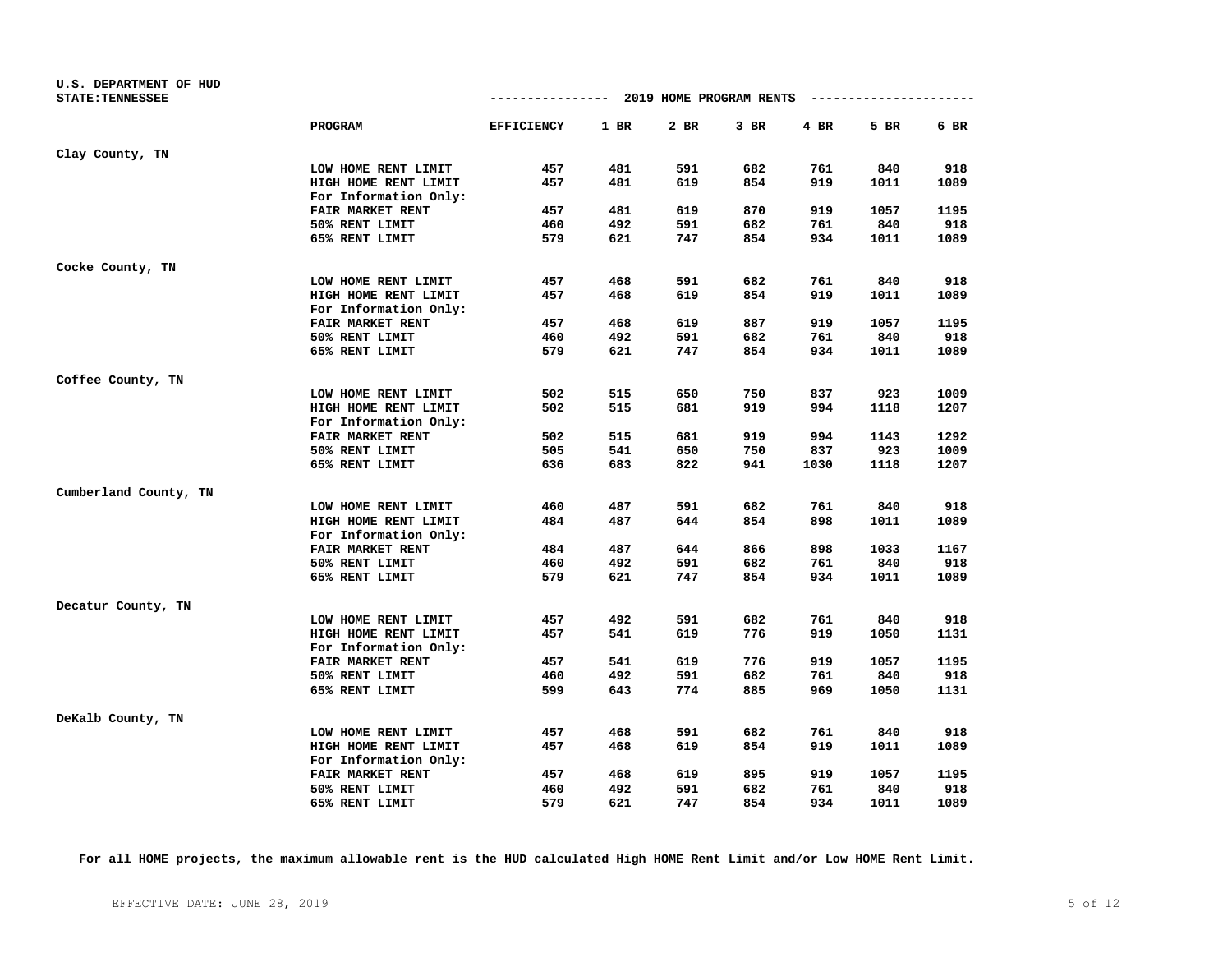U.S. DEPARTMENT OF HUD
STATE:TENNESSEE

## 2019 HOME PROGRAM RENTS

| | PROGRAM | EFFICIENCY | 1 BR | 2 BR | 3 BR | 4 BR | 5 BR | 6 BR |
|---|---|---|---|---|---|---|---|---|
| **Clay County, TN** | | | | | | | | |
| | LOW HOME RENT LIMIT | 457 | 481 | 591 | 682 | 761 | 840 | 918 |
| | HIGH HOME RENT LIMIT | 457 | 481 | 619 | 854 | 919 | 1011 | 1089 |
| | For Information Only: | | | | | | | |
| | FAIR MARKET RENT | 457 | 481 | 619 | 870 | 919 | 1057 | 1195 |
| | 50% RENT LIMIT | 460 | 492 | 591 | 682 | 761 | 840 | 918 |
| | 65% RENT LIMIT | 579 | 621 | 747 | 854 | 934 | 1011 | 1089 |
| **Cocke County, TN** | | | | | | | | |
| | LOW HOME RENT LIMIT | 457 | 468 | 591 | 682 | 761 | 840 | 918 |
| | HIGH HOME RENT LIMIT | 457 | 468 | 619 | 854 | 919 | 1011 | 1089 |
| | For Information Only: | | | | | | | |
| | FAIR MARKET RENT | 457 | 468 | 619 | 887 | 919 | 1057 | 1195 |
| | 50% RENT LIMIT | 460 | 492 | 591 | 682 | 761 | 840 | 918 |
| | 65% RENT LIMIT | 579 | 621 | 747 | 854 | 934 | 1011 | 1089 |
| **Coffee County, TN** | | | | | | | | |
| | LOW HOME RENT LIMIT | 502 | 515 | 650 | 750 | 837 | 923 | 1009 |
| | HIGH HOME RENT LIMIT | 502 | 515 | 681 | 919 | 994 | 1118 | 1207 |
| | For Information Only: | | | | | | | |
| | FAIR MARKET RENT | 502 | 515 | 681 | 919 | 994 | 1143 | 1292 |
| | 50% RENT LIMIT | 505 | 541 | 650 | 750 | 837 | 923 | 1009 |
| | 65% RENT LIMIT | 636 | 683 | 822 | 941 | 1030 | 1118 | 1207 |
| **Cumberland County, TN** | | | | | | | | |
| | LOW HOME RENT LIMIT | 460 | 487 | 591 | 682 | 761 | 840 | 918 |
| | HIGH HOME RENT LIMIT | 484 | 487 | 644 | 854 | 898 | 1011 | 1089 |
| | For Information Only: | | | | | | | |
| | FAIR MARKET RENT | 484 | 487 | 644 | 866 | 898 | 1033 | 1167 |
| | 50% RENT LIMIT | 460 | 492 | 591 | 682 | 761 | 840 | 918 |
| | 65% RENT LIMIT | 579 | 621 | 747 | 854 | 934 | 1011 | 1089 |
| **Decatur County, TN** | | | | | | | | |
| | LOW HOME RENT LIMIT | 457 | 492 | 591 | 682 | 761 | 840 | 918 |
| | HIGH HOME RENT LIMIT | 457 | 541 | 619 | 776 | 919 | 1050 | 1131 |
| | For Information Only: | | | | | | | |
| | FAIR MARKET RENT | 457 | 541 | 619 | 776 | 919 | 1057 | 1195 |
| | 50% RENT LIMIT | 460 | 492 | 591 | 682 | 761 | 840 | 918 |
| | 65% RENT LIMIT | 599 | 643 | 774 | 885 | 969 | 1050 | 1131 |
| **DeKalb County, TN** | | | | | | | | |
| | LOW HOME RENT LIMIT | 457 | 468 | 591 | 682 | 761 | 840 | 918 |
| | HIGH HOME RENT LIMIT | 457 | 468 | 619 | 854 | 919 | 1011 | 1089 |
| | For Information Only: | | | | | | | |
| | FAIR MARKET RENT | 457 | 468 | 619 | 895 | 919 | 1057 | 1195 |
| | 50% RENT LIMIT | 460 | 492 | 591 | 682 | 761 | 840 | 918 |
| | 65% RENT LIMIT | 579 | 621 | 747 | 854 | 934 | 1011 | 1089 |

**For all HOME projects, the maximum allowable rent is the HUD calculated High HOME Rent Limit and/or Low HOME Rent Limit.**

EFFECTIVE DATE: JUNE 28, 2019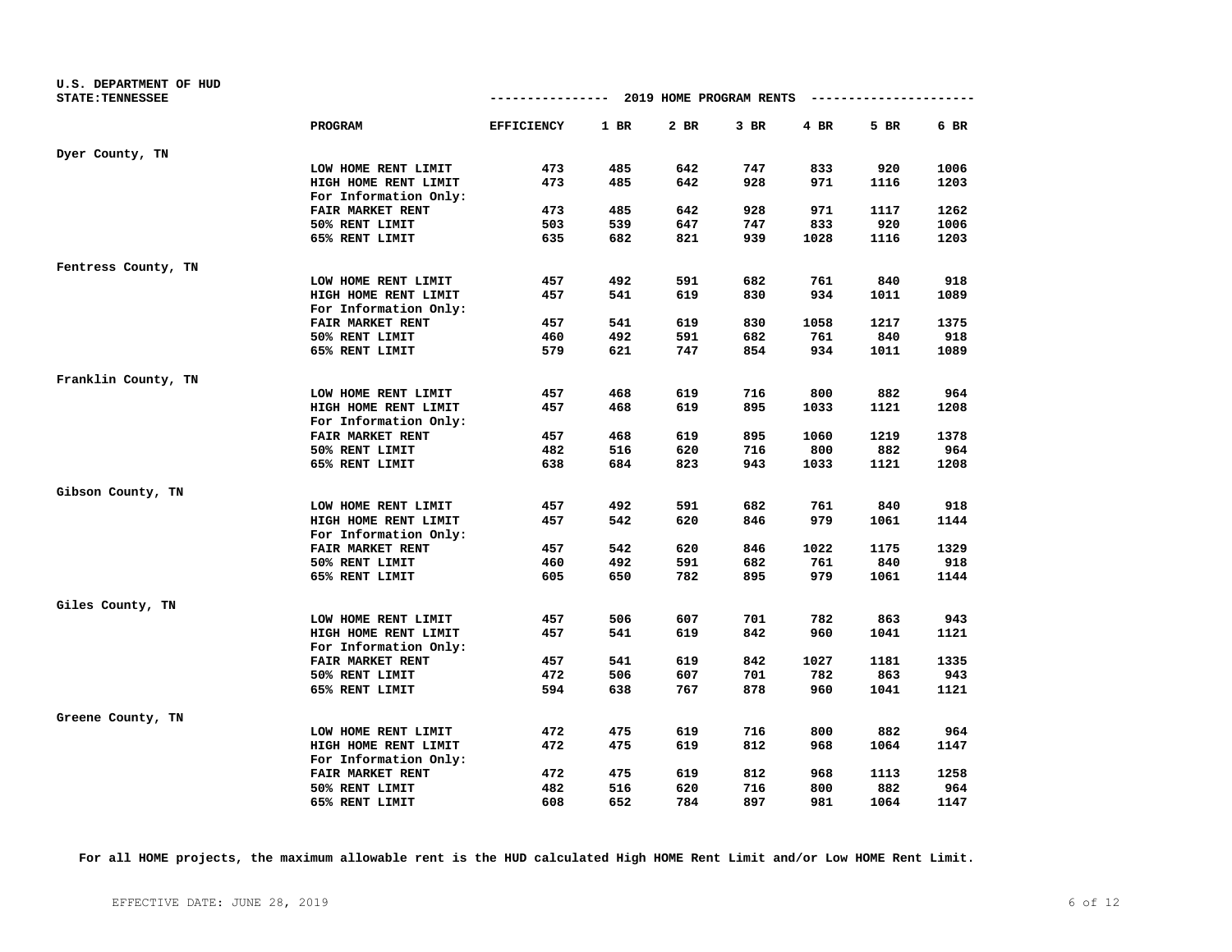U.S. DEPARTMENT OF HUD
STATE:TENNESSEE

## 2019 HOME PROGRAM RENTS

| | PROGRAM | EFFICIENCY | 1 BR | 2 BR | 3 BR | 4 BR | 5 BR | 6 BR |
|---|---|---|---|---|---|---|---|---|
| Dyer County, TN | | | | | | | | |
| | LOW HOME RENT LIMIT | 473 | 485 | 642 | 747 | 833 | 920 | 1006 |
| | HIGH HOME RENT LIMIT | 473 | 485 | 642 | 928 | 971 | 1116 | 1203 |
| | For Information Only: | | | | | | | |
| | FAIR MARKET RENT | 473 | 485 | 642 | 928 | 971 | 1117 | 1262 |
| | 50% RENT LIMIT | 503 | 539 | 647 | 747 | 833 | 920 | 1006 |
| | 65% RENT LIMIT | 635 | 682 | 821 | 939 | 1028 | 1116 | 1203 |
| Fentress County, TN | | | | | | | | |
| | LOW HOME RENT LIMIT | 457 | 492 | 591 | 682 | 761 | 840 | 918 |
| | HIGH HOME RENT LIMIT | 457 | 541 | 619 | 830 | 934 | 1011 | 1089 |
| | For Information Only: | | | | | | | |
| | FAIR MARKET RENT | 457 | 541 | 619 | 830 | 1058 | 1217 | 1375 |
| | 50% RENT LIMIT | 460 | 492 | 591 | 682 | 761 | 840 | 918 |
| | 65% RENT LIMIT | 579 | 621 | 747 | 854 | 934 | 1011 | 1089 |
| Franklin County, TN | | | | | | | | |
| | LOW HOME RENT LIMIT | 457 | 468 | 619 | 716 | 800 | 882 | 964 |
| | HIGH HOME RENT LIMIT | 457 | 468 | 619 | 895 | 1033 | 1121 | 1208 |
| | For Information Only: | | | | | | | |
| | FAIR MARKET RENT | 457 | 468 | 619 | 895 | 1060 | 1219 | 1378 |
| | 50% RENT LIMIT | 482 | 516 | 620 | 716 | 800 | 882 | 964 |
| | 65% RENT LIMIT | 638 | 684 | 823 | 943 | 1033 | 1121 | 1208 |
| Gibson County, TN | | | | | | | | |
| | LOW HOME RENT LIMIT | 457 | 492 | 591 | 682 | 761 | 840 | 918 |
| | HIGH HOME RENT LIMIT | 457 | 542 | 620 | 846 | 979 | 1061 | 1144 |
| | For Information Only: | | | | | | | |
| | FAIR MARKET RENT | 457 | 542 | 620 | 846 | 1022 | 1175 | 1329 |
| | 50% RENT LIMIT | 460 | 492 | 591 | 682 | 761 | 840 | 918 |
| | 65% RENT LIMIT | 605 | 650 | 782 | 895 | 979 | 1061 | 1144 |
| Giles County, TN | | | | | | | | |
| | LOW HOME RENT LIMIT | 457 | 506 | 607 | 701 | 782 | 863 | 943 |
| | HIGH HOME RENT LIMIT | 457 | 541 | 619 | 842 | 960 | 1041 | 1121 |
| | For Information Only: | | | | | | | |
| | FAIR MARKET RENT | 457 | 541 | 619 | 842 | 1027 | 1181 | 1335 |
| | 50% RENT LIMIT | 472 | 506 | 607 | 701 | 782 | 863 | 943 |
| | 65% RENT LIMIT | 594 | 638 | 767 | 878 | 960 | 1041 | 1121 |
| Greene County, TN | | | | | | | | |
| | LOW HOME RENT LIMIT | 472 | 475 | 619 | 716 | 800 | 882 | 964 |
| | HIGH HOME RENT LIMIT | 472 | 475 | 619 | 812 | 968 | 1064 | 1147 |
| | For Information Only: | | | | | | | |
| | FAIR MARKET RENT | 472 | 475 | 619 | 812 | 968 | 1113 | 1258 |
| | 50% RENT LIMIT | 482 | 516 | 620 | 716 | 800 | 882 | 964 |
| | 65% RENT LIMIT | 608 | 652 | 784 | 897 | 981 | 1064 | 1147 |

**For all HOME projects, the maximum allowable rent is the HUD calculated High HOME Rent Limit and/or Low HOME Rent Limit.**

EFFECTIVE DATE: JUNE 28, 2019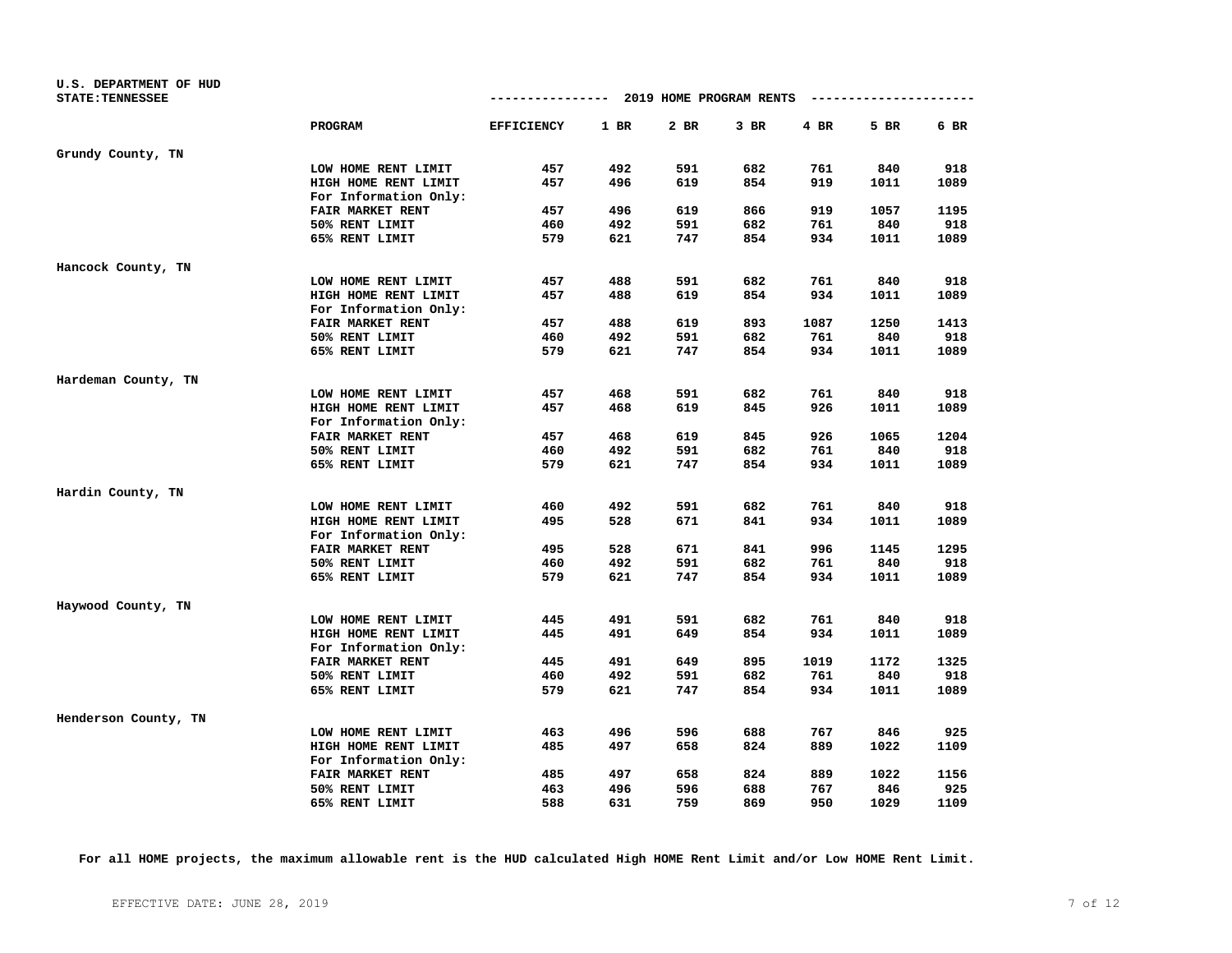U.S. DEPARTMENT OF HUD
STATE:TENNESSEE

## 2019 HOME PROGRAM RENTS

| | PROGRAM | EFFICIENCY | 1 BR | 2 BR | 3 BR | 4 BR | 5 BR | 6 BR |
|---|---|---|---|---|---|---|---|---|
| Grundy County, TN | | | | | | | | |
| | LOW HOME RENT LIMIT | 457 | 492 | 591 | 682 | 761 | 840 | 918 |
| | HIGH HOME RENT LIMIT | 457 | 496 | 619 | 854 | 919 | 1011 | 1089 |
| | For Information Only: | | | | | | | |
| | FAIR MARKET RENT | 457 | 496 | 619 | 866 | 919 | 1057 | 1195 |
| | 50% RENT LIMIT | 460 | 492 | 591 | 682 | 761 | 840 | 918 |
| | 65% RENT LIMIT | 579 | 621 | 747 | 854 | 934 | 1011 | 1089 |
| Hancock County, TN | | | | | | | | |
| | LOW HOME RENT LIMIT | 457 | 488 | 591 | 682 | 761 | 840 | 918 |
| | HIGH HOME RENT LIMIT | 457 | 488 | 619 | 854 | 934 | 1011 | 1089 |
| | For Information Only: | | | | | | | |
| | FAIR MARKET RENT | 457 | 488 | 619 | 893 | 1087 | 1250 | 1413 |
| | 50% RENT LIMIT | 460 | 492 | 591 | 682 | 761 | 840 | 918 |
| | 65% RENT LIMIT | 579 | 621 | 747 | 854 | 934 | 1011 | 1089 |
| Hardeman County, TN | | | | | | | | |
| | LOW HOME RENT LIMIT | 457 | 468 | 591 | 682 | 761 | 840 | 918 |
| | HIGH HOME RENT LIMIT | 457 | 468 | 619 | 845 | 926 | 1011 | 1089 |
| | For Information Only: | | | | | | | |
| | FAIR MARKET RENT | 457 | 468 | 619 | 845 | 926 | 1065 | 1204 |
| | 50% RENT LIMIT | 460 | 492 | 591 | 682 | 761 | 840 | 918 |
| | 65% RENT LIMIT | 579 | 621 | 747 | 854 | 934 | 1011 | 1089 |
| Hardin County, TN | | | | | | | | |
| | LOW HOME RENT LIMIT | 460 | 492 | 591 | 682 | 761 | 840 | 918 |
| | HIGH HOME RENT LIMIT | 495 | 528 | 671 | 841 | 934 | 1011 | 1089 |
| | For Information Only: | | | | | | | |
| | FAIR MARKET RENT | 495 | 528 | 671 | 841 | 996 | 1145 | 1295 |
| | 50% RENT LIMIT | 460 | 492 | 591 | 682 | 761 | 840 | 918 |
| | 65% RENT LIMIT | 579 | 621 | 747 | 854 | 934 | 1011 | 1089 |
| Haywood County, TN | | | | | | | | |
| | LOW HOME RENT LIMIT | 445 | 491 | 591 | 682 | 761 | 840 | 918 |
| | HIGH HOME RENT LIMIT | 445 | 491 | 649 | 854 | 934 | 1011 | 1089 |
| | For Information Only: | | | | | | | |
| | FAIR MARKET RENT | 445 | 491 | 649 | 895 | 1019 | 1172 | 1325 |
| | 50% RENT LIMIT | 460 | 492 | 591 | 682 | 761 | 840 | 918 |
| | 65% RENT LIMIT | 579 | 621 | 747 | 854 | 934 | 1011 | 1089 |
| Henderson County, TN | | | | | | | | |
| | LOW HOME RENT LIMIT | 463 | 496 | 596 | 688 | 767 | 846 | 925 |
| | HIGH HOME RENT LIMIT | 485 | 497 | 658 | 824 | 889 | 1022 | 1109 |
| | For Information Only: | | | | | | | |
| | FAIR MARKET RENT | 485 | 497 | 658 | 824 | 889 | 1022 | 1156 |
| | 50% RENT LIMIT | 463 | 496 | 596 | 688 | 767 | 846 | 925 |
| | 65% RENT LIMIT | 588 | 631 | 759 | 869 | 950 | 1029 | 1109 |

**For all HOME projects, the maximum allowable rent is the HUD calculated High HOME Rent Limit and/or Low HOME Rent Limit.**

EFFECTIVE DATE: JUNE 28, 2019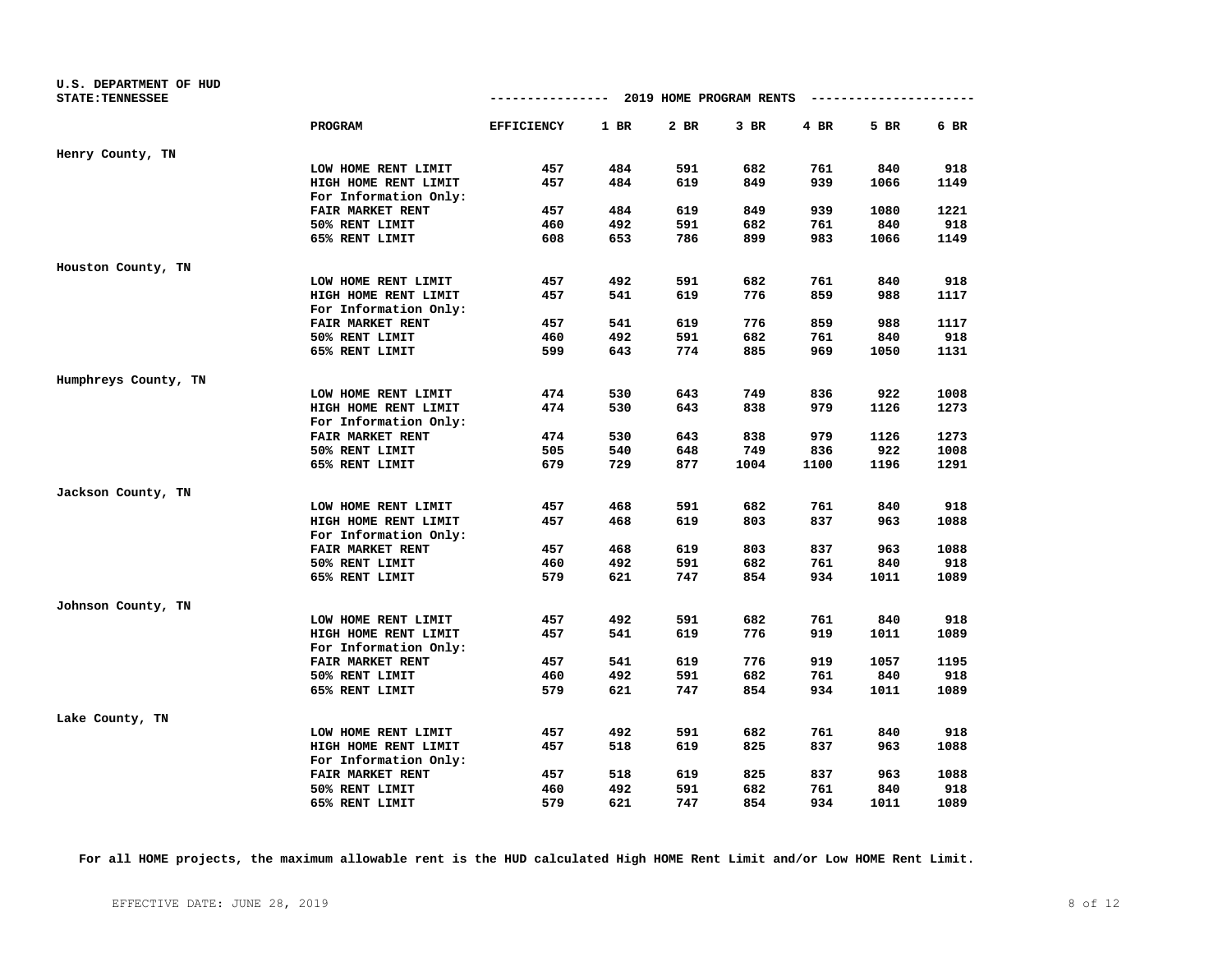U.S. DEPARTMENT OF HUD
STATE:TENNESSEE

## 2019 HOME PROGRAM RENTS

| | PROGRAM | EFFICIENCY | 1 BR | 2 BR | 3 BR | 4 BR | 5 BR | 6 BR |
|---|---|---|---|---|---|---|---|---|
| Henry County, TN | | | | | | | | |
| | LOW HOME RENT LIMIT | 457 | 484 | 591 | 682 | 761 | 840 | 918 |
| | HIGH HOME RENT LIMIT | 457 | 484 | 619 | 849 | 939 | 1066 | 1149 |
| | For Information Only: | | | | | | | |
| | FAIR MARKET RENT | 457 | 484 | 619 | 849 | 939 | 1080 | 1221 |
| | 50% RENT LIMIT | 460 | 492 | 591 | 682 | 761 | 840 | 918 |
| | 65% RENT LIMIT | 608 | 653 | 786 | 899 | 983 | 1066 | 1149 |
| Houston County, TN | | | | | | | | |
| | LOW HOME RENT LIMIT | 457 | 492 | 591 | 682 | 761 | 840 | 918 |
| | HIGH HOME RENT LIMIT | 457 | 541 | 619 | 776 | 859 | 988 | 1117 |
| | For Information Only: | | | | | | | |
| | FAIR MARKET RENT | 457 | 541 | 619 | 776 | 859 | 988 | 1117 |
| | 50% RENT LIMIT | 460 | 492 | 591 | 682 | 761 | 840 | 918 |
| | 65% RENT LIMIT | 599 | 643 | 774 | 885 | 969 | 1050 | 1131 |
| Humphreys County, TN | | | | | | | | |
| | LOW HOME RENT LIMIT | 474 | 530 | 643 | 749 | 836 | 922 | 1008 |
| | HIGH HOME RENT LIMIT | 474 | 530 | 643 | 838 | 979 | 1126 | 1273 |
| | For Information Only: | | | | | | | |
| | FAIR MARKET RENT | 474 | 530 | 643 | 838 | 979 | 1126 | 1273 |
| | 50% RENT LIMIT | 505 | 540 | 648 | 749 | 836 | 922 | 1008 |
| | 65% RENT LIMIT | 679 | 729 | 877 | 1004 | 1100 | 1196 | 1291 |
| Jackson County, TN | | | | | | | | |
| | LOW HOME RENT LIMIT | 457 | 468 | 591 | 682 | 761 | 840 | 918 |
| | HIGH HOME RENT LIMIT | 457 | 468 | 619 | 803 | 837 | 963 | 1088 |
| | For Information Only: | | | | | | | |
| | FAIR MARKET RENT | 457 | 468 | 619 | 803 | 837 | 963 | 1088 |
| | 50% RENT LIMIT | 460 | 492 | 591 | 682 | 761 | 840 | 918 |
| | 65% RENT LIMIT | 579 | 621 | 747 | 854 | 934 | 1011 | 1089 |
| Johnson County, TN | | | | | | | | |
| | LOW HOME RENT LIMIT | 457 | 492 | 591 | 682 | 761 | 840 | 918 |
| | HIGH HOME RENT LIMIT | 457 | 541 | 619 | 776 | 919 | 1011 | 1089 |
| | For Information Only: | | | | | | | |
| | FAIR MARKET RENT | 457 | 541 | 619 | 776 | 919 | 1057 | 1195 |
| | 50% RENT LIMIT | 460 | 492 | 591 | 682 | 761 | 840 | 918 |
| | 65% RENT LIMIT | 579 | 621 | 747 | 854 | 934 | 1011 | 1089 |
| Lake County, TN | | | | | | | | |
| | LOW HOME RENT LIMIT | 457 | 492 | 591 | 682 | 761 | 840 | 918 |
| | HIGH HOME RENT LIMIT | 457 | 518 | 619 | 825 | 837 | 963 | 1088 |
| | For Information Only: | | | | | | | |
| | FAIR MARKET RENT | 457 | 518 | 619 | 825 | 837 | 963 | 1088 |
| | 50% RENT LIMIT | 460 | 492 | 591 | 682 | 761 | 840 | 918 |
| | 65% RENT LIMIT | 579 | 621 | 747 | 854 | 934 | 1011 | 1089 |

**For all HOME projects, the maximum allowable rent is the HUD calculated High HOME Rent Limit and/or Low HOME Rent Limit.**

EFFECTIVE DATE: JUNE 28, 2019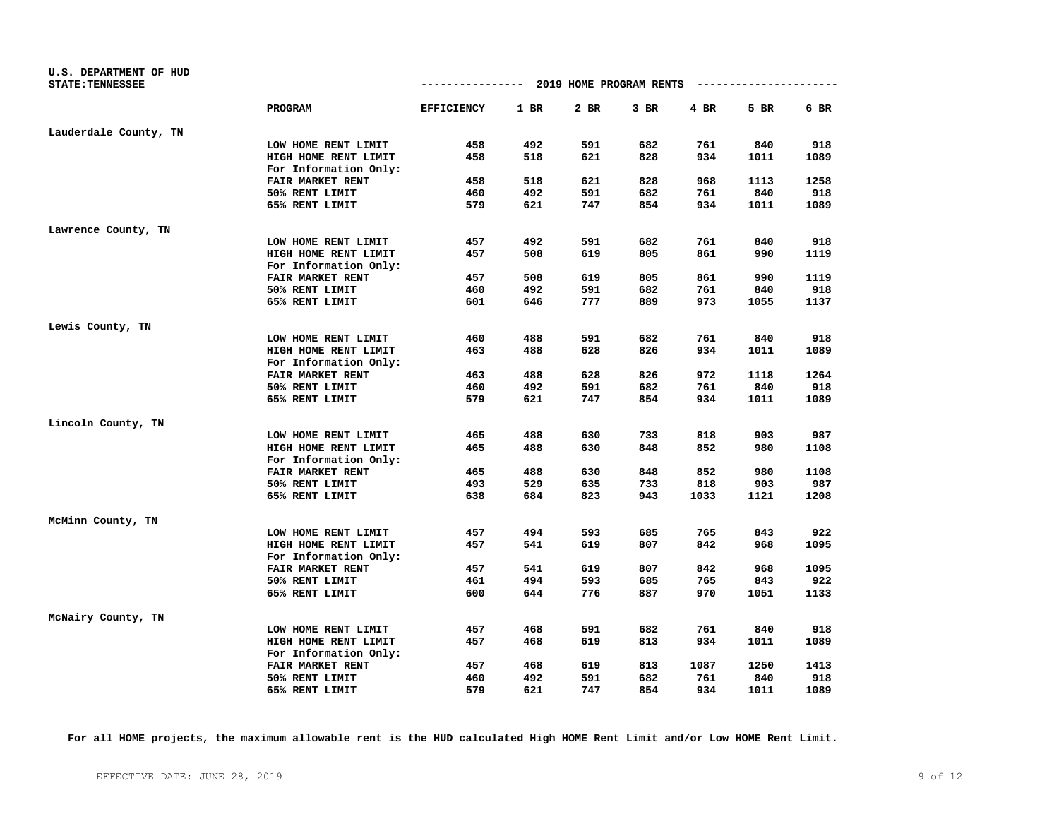U.S. DEPARTMENT OF HUD
STATE:TENNESSEE

2019 HOME PROGRAM RENTS

| | PROGRAM | EFFICIENCY | 1 BR | 2 BR | 3 BR | 4 BR | 5 BR | 6 BR |
|---|---|---|---|---|---|---|---|---|
| Lauderdale County, TN | | | | | | | | |
| | LOW HOME RENT LIMIT | 458 | 492 | 591 | 682 | 761 | 840 | 918 |
| | HIGH HOME RENT LIMIT | 458 | 518 | 621 | 828 | 934 | 1011 | 1089 |
| | For Information Only: | | | | | | | |
| | FAIR MARKET RENT | 458 | 518 | 621 | 828 | 968 | 1113 | 1258 |
| | 50% RENT LIMIT | 460 | 492 | 591 | 682 | 761 | 840 | 918 |
| | 65% RENT LIMIT | 579 | 621 | 747 | 854 | 934 | 1011 | 1089 |
| Lawrence County, TN | | | | | | | | |
| | LOW HOME RENT LIMIT | 457 | 492 | 591 | 682 | 761 | 840 | 918 |
| | HIGH HOME RENT LIMIT | 457 | 508 | 619 | 805 | 861 | 990 | 1119 |
| | For Information Only: | | | | | | | |
| | FAIR MARKET RENT | 457 | 508 | 619 | 805 | 861 | 990 | 1119 |
| | 50% RENT LIMIT | 460 | 492 | 591 | 682 | 761 | 840 | 918 |
| | 65% RENT LIMIT | 601 | 646 | 777 | 889 | 973 | 1055 | 1137 |
| Lewis County, TN | | | | | | | | |
| | LOW HOME RENT LIMIT | 460 | 488 | 591 | 682 | 761 | 840 | 918 |
| | HIGH HOME RENT LIMIT | 463 | 488 | 628 | 826 | 934 | 1011 | 1089 |
| | For Information Only: | | | | | | | |
| | FAIR MARKET RENT | 463 | 488 | 628 | 826 | 972 | 1118 | 1264 |
| | 50% RENT LIMIT | 460 | 492 | 591 | 682 | 761 | 840 | 918 |
| | 65% RENT LIMIT | 579 | 621 | 747 | 854 | 934 | 1011 | 1089 |
| Lincoln County, TN | | | | | | | | |
| | LOW HOME RENT LIMIT | 465 | 488 | 630 | 733 | 818 | 903 | 987 |
| | HIGH HOME RENT LIMIT | 465 | 488 | 630 | 848 | 852 | 980 | 1108 |
| | For Information Only: | | | | | | | |
| | FAIR MARKET RENT | 465 | 488 | 630 | 848 | 852 | 980 | 1108 |
| | 50% RENT LIMIT | 493 | 529 | 635 | 733 | 818 | 903 | 987 |
| | 65% RENT LIMIT | 638 | 684 | 823 | 943 | 1033 | 1121 | 1208 |
| McMinn County, TN | | | | | | | | |
| | LOW HOME RENT LIMIT | 457 | 494 | 593 | 685 | 765 | 843 | 922 |
| | HIGH HOME RENT LIMIT | 457 | 541 | 619 | 807 | 842 | 968 | 1095 |
| | For Information Only: | | | | | | | |
| | FAIR MARKET RENT | 457 | 541 | 619 | 807 | 842 | 968 | 1095 |
| | 50% RENT LIMIT | 461 | 494 | 593 | 685 | 765 | 843 | 922 |
| | 65% RENT LIMIT | 600 | 644 | 776 | 887 | 970 | 1051 | 1133 |
| McNairy County, TN | | | | | | | | |
| | LOW HOME RENT LIMIT | 457 | 468 | 591 | 682 | 761 | 840 | 918 |
| | HIGH HOME RENT LIMIT | 457 | 468 | 619 | 813 | 934 | 1011 | 1089 |
| | For Information Only: | | | | | | | |
| | FAIR MARKET RENT | 457 | 468 | 619 | 813 | 1087 | 1250 | 1413 |
| | 50% RENT LIMIT | 460 | 492 | 591 | 682 | 761 | 840 | 918 |
| | 65% RENT LIMIT | 579 | 621 | 747 | 854 | 934 | 1011 | 1089 |

**For all HOME projects, the maximum allowable rent is the HUD calculated High HOME Rent Limit and/or Low HOME Rent Limit.**

EFFECTIVE DATE: JUNE 28, 2019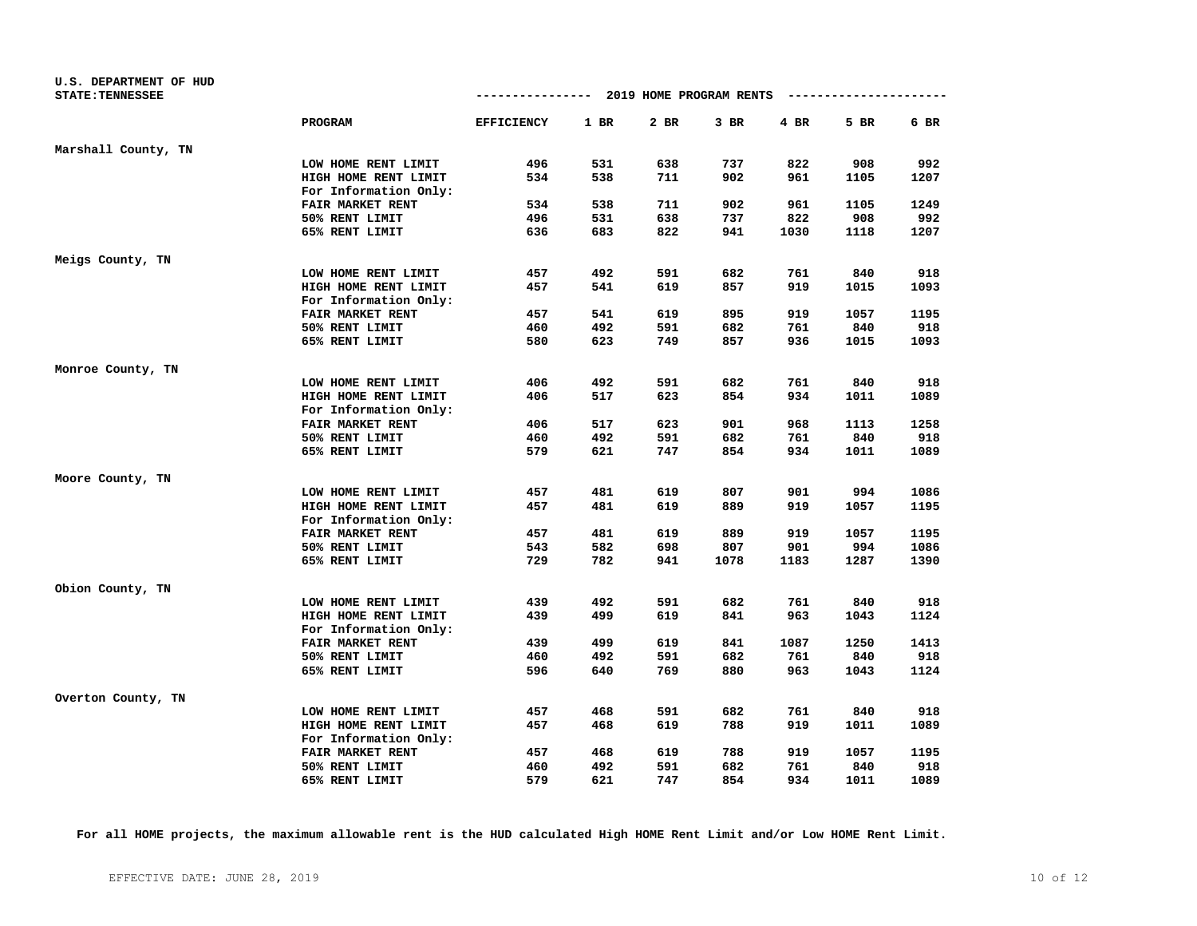U.S. DEPARTMENT OF HUD
STATE:TENNESSEE

2019 HOME PROGRAM RENTS

| | PROGRAM | EFFICIENCY | 1 BR | 2 BR | 3 BR | 4 BR | 5 BR | 6 BR |
|---|---|---|---|---|---|---|---|---|
| Marshall County, TN | | | | | | | | |
| | LOW HOME RENT LIMIT | 496 | 531 | 638 | 737 | 822 | 908 | 992 |
| | HIGH HOME RENT LIMIT | 534 | 538 | 711 | 902 | 961 | 1105 | 1207 |
| | For Information Only: | | | | | | | |
| | FAIR MARKET RENT | 534 | 538 | 711 | 902 | 961 | 1105 | 1249 |
| | 50% RENT LIMIT | 496 | 531 | 638 | 737 | 822 | 908 | 992 |
| | 65% RENT LIMIT | 636 | 683 | 822 | 941 | 1030 | 1118 | 1207 |
| Meigs County, TN | | | | | | | | |
| | LOW HOME RENT LIMIT | 457 | 492 | 591 | 682 | 761 | 840 | 918 |
| | HIGH HOME RENT LIMIT | 457 | 541 | 619 | 857 | 919 | 1015 | 1093 |
| | For Information Only: | | | | | | | |
| | FAIR MARKET RENT | 457 | 541 | 619 | 895 | 919 | 1057 | 1195 |
| | 50% RENT LIMIT | 460 | 492 | 591 | 682 | 761 | 840 | 918 |
| | 65% RENT LIMIT | 580 | 623 | 749 | 857 | 936 | 1015 | 1093 |
| Monroe County, TN | | | | | | | | |
| | LOW HOME RENT LIMIT | 406 | 492 | 591 | 682 | 761 | 840 | 918 |
| | HIGH HOME RENT LIMIT | 406 | 517 | 623 | 854 | 934 | 1011 | 1089 |
| | For Information Only: | | | | | | | |
| | FAIR MARKET RENT | 406 | 517 | 623 | 901 | 968 | 1113 | 1258 |
| | 50% RENT LIMIT | 460 | 492 | 591 | 682 | 761 | 840 | 918 |
| | 65% RENT LIMIT | 579 | 621 | 747 | 854 | 934 | 1011 | 1089 |
| Moore County, TN | | | | | | | | |
| | LOW HOME RENT LIMIT | 457 | 481 | 619 | 807 | 901 | 994 | 1086 |
| | HIGH HOME RENT LIMIT | 457 | 481 | 619 | 889 | 919 | 1057 | 1195 |
| | For Information Only: | | | | | | | |
| | FAIR MARKET RENT | 457 | 481 | 619 | 889 | 919 | 1057 | 1195 |
| | 50% RENT LIMIT | 543 | 582 | 698 | 807 | 901 | 994 | 1086 |
| | 65% RENT LIMIT | 729 | 782 | 941 | 1078 | 1183 | 1287 | 1390 |
| Obion County, TN | | | | | | | | |
| | LOW HOME RENT LIMIT | 439 | 492 | 591 | 682 | 761 | 840 | 918 |
| | HIGH HOME RENT LIMIT | 439 | 499 | 619 | 841 | 963 | 1043 | 1124 |
| | For Information Only: | | | | | | | |
| | FAIR MARKET RENT | 439 | 499 | 619 | 841 | 1087 | 1250 | 1413 |
| | 50% RENT LIMIT | 460 | 492 | 591 | 682 | 761 | 840 | 918 |
| | 65% RENT LIMIT | 596 | 640 | 769 | 880 | 963 | 1043 | 1124 |
| Overton County, TN | | | | | | | | |
| | LOW HOME RENT LIMIT | 457 | 468 | 591 | 682 | 761 | 840 | 918 |
| | HIGH HOME RENT LIMIT | 457 | 468 | 619 | 788 | 919 | 1011 | 1089 |
| | For Information Only: | | | | | | | |
| | FAIR MARKET RENT | 457 | 468 | 619 | 788 | 919 | 1057 | 1195 |
| | 50% RENT LIMIT | 460 | 492 | 591 | 682 | 761 | 840 | 918 |
| | 65% RENT LIMIT | 579 | 621 | 747 | 854 | 934 | 1011 | 1089 |

**For all HOME projects, the maximum allowable rent is the HUD calculated High HOME Rent Limit and/or Low HOME Rent Limit.**

EFFECTIVE DATE: JUNE 28, 2019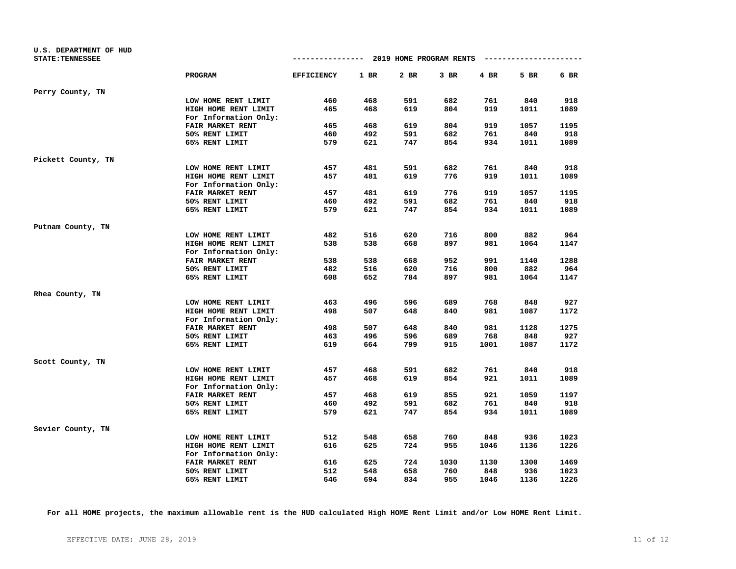U.S. DEPARTMENT OF HUD
STATE:TENNESSEE

## 2019 HOME PROGRAM RENTS

| | PROGRAM | EFFICIENCY | 1 BR | 2 BR | 3 BR | 4 BR | 5 BR | 6 BR |
|---|---|---|---|---|---|---|---|---|
| Perry County, TN | | | | | | | | |
| | LOW HOME RENT LIMIT | 460 | 468 | 591 | 682 | 761 | 840 | 918 |
| | HIGH HOME RENT LIMIT | 465 | 468 | 619 | 804 | 919 | 1011 | 1089 |
| | For Information Only: | | | | | | | |
| | FAIR MARKET RENT | 465 | 468 | 619 | 804 | 919 | 1057 | 1195 |
| | 50% RENT LIMIT | 460 | 492 | 591 | 682 | 761 | 840 | 918 |
| | 65% RENT LIMIT | 579 | 621 | 747 | 854 | 934 | 1011 | 1089 |
| Pickett County, TN | | | | | | | | |
| | LOW HOME RENT LIMIT | 457 | 481 | 591 | 682 | 761 | 840 | 918 |
| | HIGH HOME RENT LIMIT | 457 | 481 | 619 | 776 | 919 | 1011 | 1089 |
| | For Information Only: | | | | | | | |
| | FAIR MARKET RENT | 457 | 481 | 619 | 776 | 919 | 1057 | 1195 |
| | 50% RENT LIMIT | 460 | 492 | 591 | 682 | 761 | 840 | 918 |
| | 65% RENT LIMIT | 579 | 621 | 747 | 854 | 934 | 1011 | 1089 |
| Putnam County, TN | | | | | | | | |
| | LOW HOME RENT LIMIT | 482 | 516 | 620 | 716 | 800 | 882 | 964 |
| | HIGH HOME RENT LIMIT | 538 | 538 | 668 | 897 | 981 | 1064 | 1147 |
| | For Information Only: | | | | | | | |
| | FAIR MARKET RENT | 538 | 538 | 668 | 952 | 991 | 1140 | 1288 |
| | 50% RENT LIMIT | 482 | 516 | 620 | 716 | 800 | 882 | 964 |
| | 65% RENT LIMIT | 608 | 652 | 784 | 897 | 981 | 1064 | 1147 |
| Rhea County, TN | | | | | | | | |
| | LOW HOME RENT LIMIT | 463 | 496 | 596 | 689 | 768 | 848 | 927 |
| | HIGH HOME RENT LIMIT | 498 | 507 | 648 | 840 | 981 | 1087 | 1172 |
| | For Information Only: | | | | | | | |
| | FAIR MARKET RENT | 498 | 507 | 648 | 840 | 981 | 1128 | 1275 |
| | 50% RENT LIMIT | 463 | 496 | 596 | 689 | 768 | 848 | 927 |
| | 65% RENT LIMIT | 619 | 664 | 799 | 915 | 1001 | 1087 | 1172 |
| Scott County, TN | | | | | | | | |
| | LOW HOME RENT LIMIT | 457 | 468 | 591 | 682 | 761 | 840 | 918 |
| | HIGH HOME RENT LIMIT | 457 | 468 | 619 | 854 | 921 | 1011 | 1089 |
| | For Information Only: | | | | | | | |
| | FAIR MARKET RENT | 457 | 468 | 619 | 855 | 921 | 1059 | 1197 |
| | 50% RENT LIMIT | 460 | 492 | 591 | 682 | 761 | 840 | 918 |
| | 65% RENT LIMIT | 579 | 621 | 747 | 854 | 934 | 1011 | 1089 |
| Sevier County, TN | | | | | | | | |
| | LOW HOME RENT LIMIT | 512 | 548 | 658 | 760 | 848 | 936 | 1023 |
| | HIGH HOME RENT LIMIT | 616 | 625 | 724 | 955 | 1046 | 1136 | 1226 |
| | For Information Only: | | | | | | | |
| | FAIR MARKET RENT | 616 | 625 | 724 | 1030 | 1130 | 1300 | 1469 |
| | 50% RENT LIMIT | 512 | 548 | 658 | 760 | 848 | 936 | 1023 |
| | 65% RENT LIMIT | 646 | 694 | 834 | 955 | 1046 | 1136 | 1226 |

**For all HOME projects, the maximum allowable rent is the HUD calculated High HOME Rent Limit and/or Low HOME Rent Limit.**

EFFECTIVE DATE: JUNE 28, 2019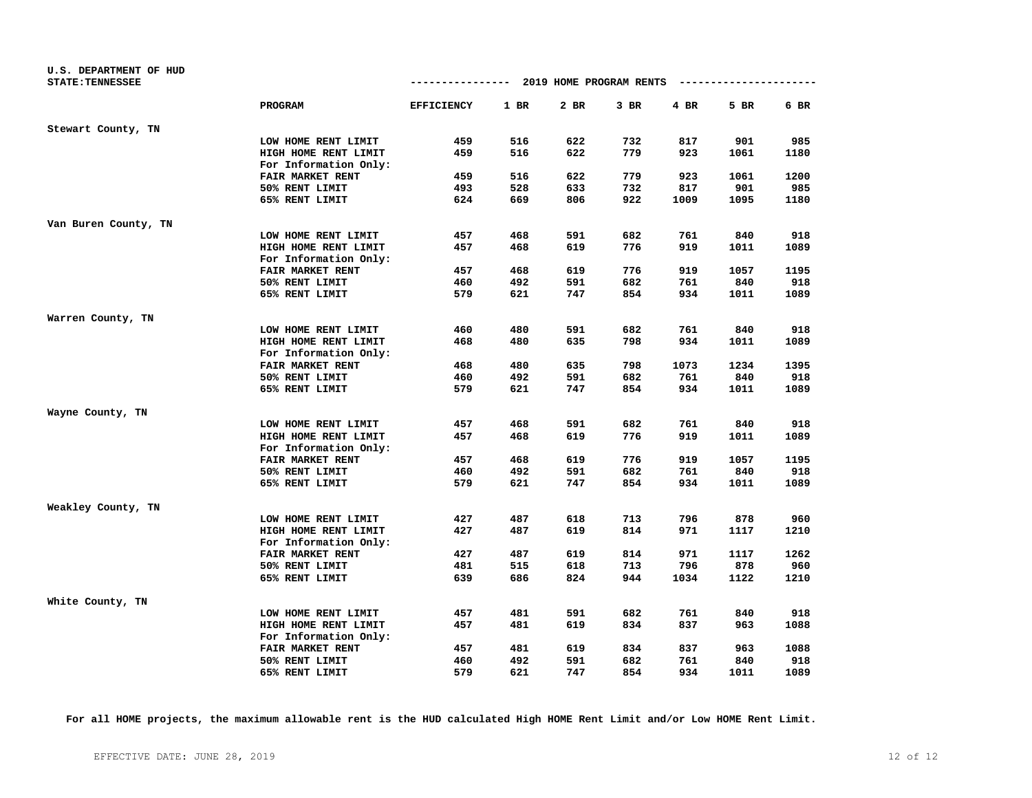U.S. DEPARTMENT OF HUD
STATE:TENNESSEE

2019 HOME PROGRAM RENTS

| | PROGRAM | EFFICIENCY | 1 BR | 2 BR | 3 BR | 4 BR | 5 BR | 6 BR |
|---|---|---|---|---|---|---|---|---|
| Stewart County, TN | | | | | | | | |
| | LOW HOME RENT LIMIT | 459 | 516 | 622 | 732 | 817 | 901 | 985 |
| | HIGH HOME RENT LIMIT | 459 | 516 | 622 | 779 | 923 | 1061 | 1180 |
| | For Information Only: | | | | | | | |
| | FAIR MARKET RENT | 459 | 516 | 622 | 779 | 923 | 1061 | 1200 |
| | 50% RENT LIMIT | 493 | 528 | 633 | 732 | 817 | 901 | 985 |
| | 65% RENT LIMIT | 624 | 669 | 806 | 922 | 1009 | 1095 | 1180 |
| Van Buren County, TN | | | | | | | | |
| | LOW HOME RENT LIMIT | 457 | 468 | 591 | 682 | 761 | 840 | 918 |
| | HIGH HOME RENT LIMIT | 457 | 468 | 619 | 776 | 919 | 1011 | 1089 |
| | For Information Only: | | | | | | | |
| | FAIR MARKET RENT | 457 | 468 | 619 | 776 | 919 | 1057 | 1195 |
| | 50% RENT LIMIT | 460 | 492 | 591 | 682 | 761 | 840 | 918 |
| | 65% RENT LIMIT | 579 | 621 | 747 | 854 | 934 | 1011 | 1089 |
| Warren County, TN | | | | | | | | |
| | LOW HOME RENT LIMIT | 460 | 480 | 591 | 682 | 761 | 840 | 918 |
| | HIGH HOME RENT LIMIT | 468 | 480 | 635 | 798 | 934 | 1011 | 1089 |
| | For Information Only: | | | | | | | |
| | FAIR MARKET RENT | 468 | 480 | 635 | 798 | 1073 | 1234 | 1395 |
| | 50% RENT LIMIT | 460 | 492 | 591 | 682 | 761 | 840 | 918 |
| | 65% RENT LIMIT | 579 | 621 | 747 | 854 | 934 | 1011 | 1089 |
| Wayne County, TN | | | | | | | | |
| | LOW HOME RENT LIMIT | 457 | 468 | 591 | 682 | 761 | 840 | 918 |
| | HIGH HOME RENT LIMIT | 457 | 468 | 619 | 776 | 919 | 1011 | 1089 |
| | For Information Only: | | | | | | | |
| | FAIR MARKET RENT | 457 | 468 | 619 | 776 | 919 | 1057 | 1195 |
| | 50% RENT LIMIT | 460 | 492 | 591 | 682 | 761 | 840 | 918 |
| | 65% RENT LIMIT | 579 | 621 | 747 | 854 | 934 | 1011 | 1089 |
| Weakley County, TN | | | | | | | | |
| | LOW HOME RENT LIMIT | 427 | 487 | 618 | 713 | 796 | 878 | 960 |
| | HIGH HOME RENT LIMIT | 427 | 487 | 619 | 814 | 971 | 1117 | 1210 |
| | For Information Only: | | | | | | | |
| | FAIR MARKET RENT | 427 | 487 | 619 | 814 | 971 | 1117 | 1262 |
| | 50% RENT LIMIT | 481 | 515 | 618 | 713 | 796 | 878 | 960 |
| | 65% RENT LIMIT | 639 | 686 | 824 | 944 | 1034 | 1122 | 1210 |
| White County, TN | | | | | | | | |
| | LOW HOME RENT LIMIT | 457 | 481 | 591 | 682 | 761 | 840 | 918 |
| | HIGH HOME RENT LIMIT | 457 | 481 | 619 | 834 | 837 | 963 | 1088 |
| | For Information Only: | | | | | | | |
| | FAIR MARKET RENT | 457 | 481 | 619 | 834 | 837 | 963 | 1088 |
| | 50% RENT LIMIT | 460 | 492 | 591 | 682 | 761 | 840 | 918 |
| | 65% RENT LIMIT | 579 | 621 | 747 | 854 | 934 | 1011 | 1089 |

**For all HOME projects, the maximum allowable rent is the HUD calculated High HOME Rent Limit and/or Low HOME Rent Limit.**

EFFECTIVE DATE: JUNE 28, 2019